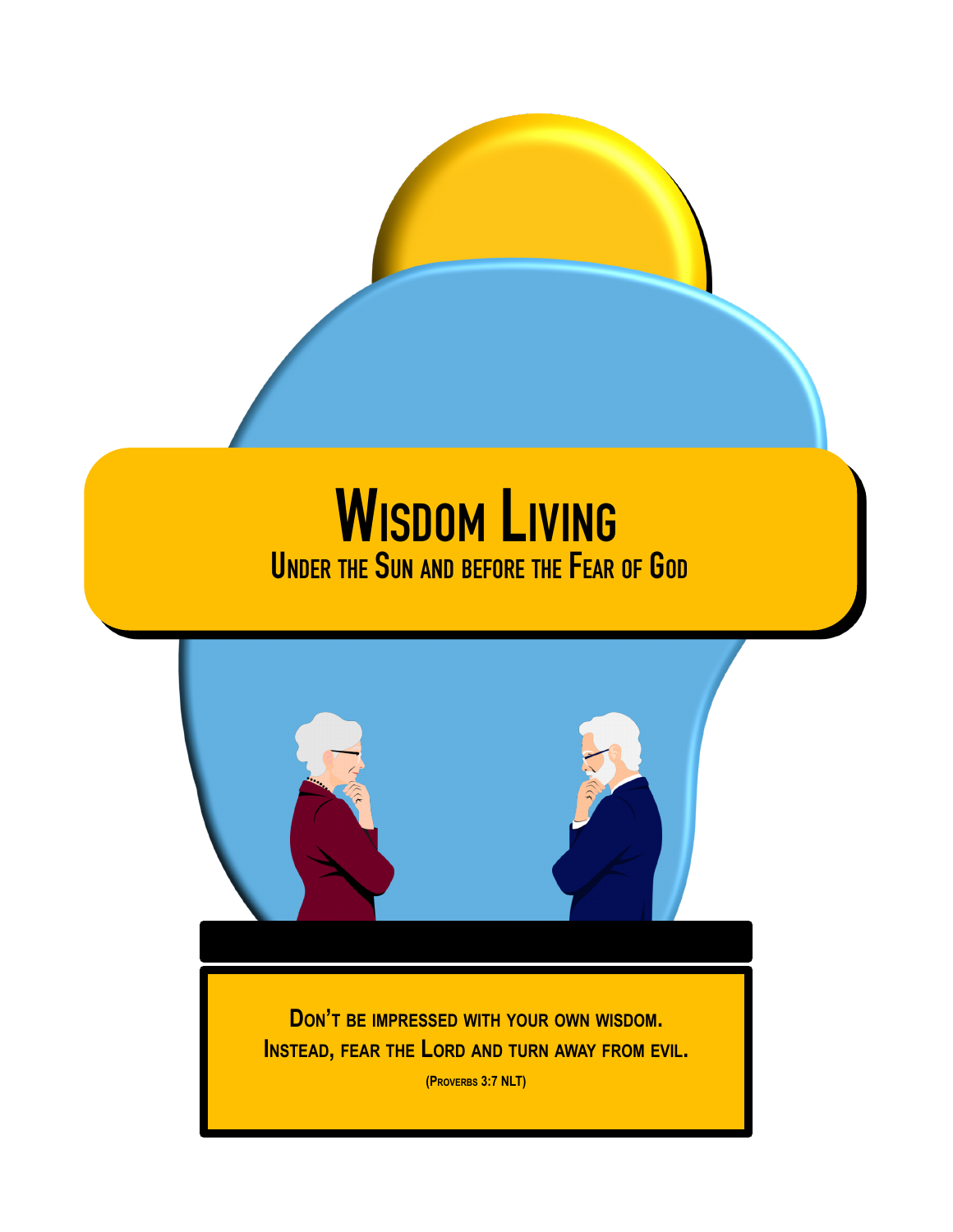# Wisdom Living

## Under the Sun and before the Fear of God

**Don't be impressed with your own wisdom.**
**Instead, fear the Lord and turn away from evil.**

**(Proverbs 3:7 NLT)**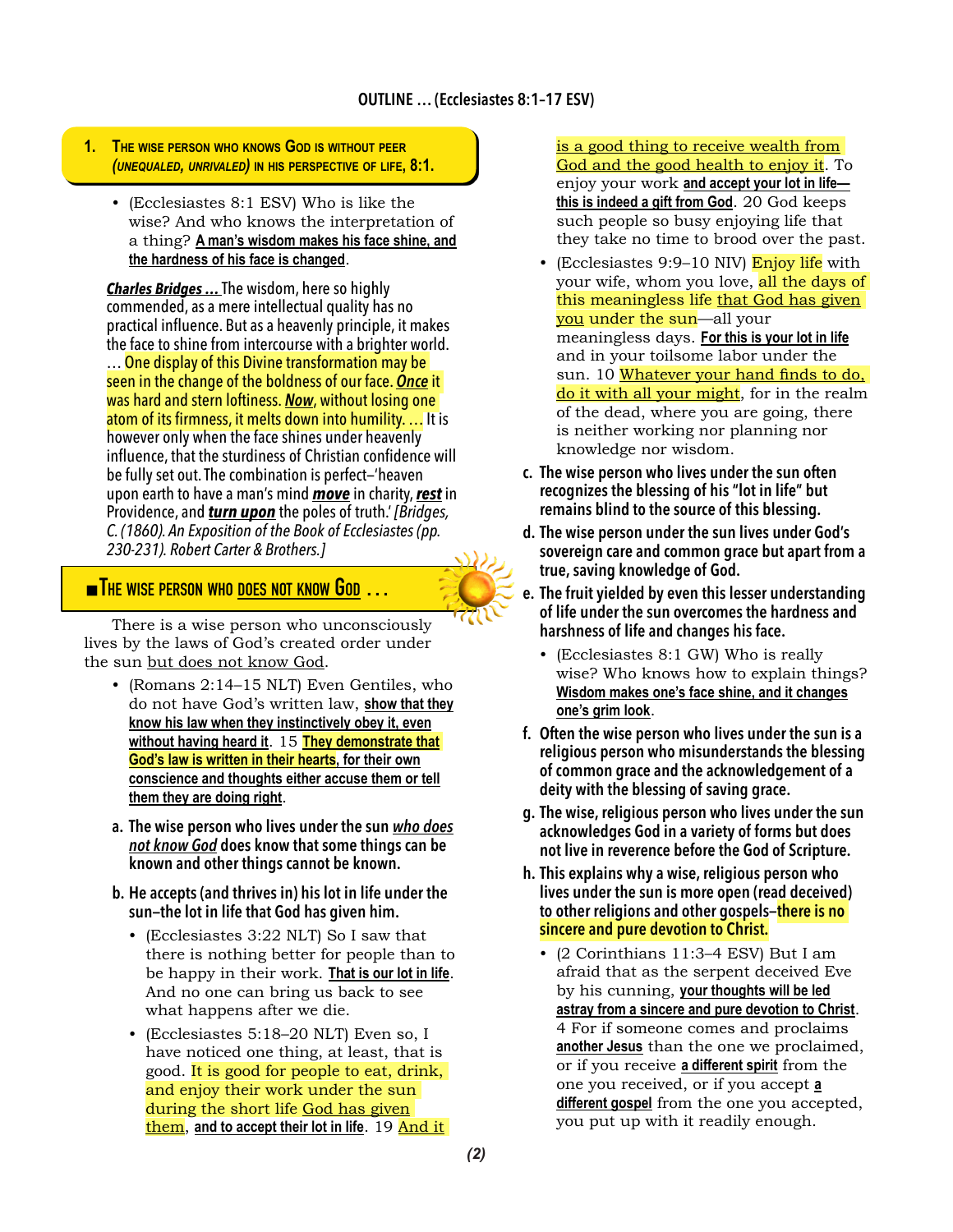## OUTLINE … (Ecclesiastes 8:1–17 ESV)

### 1. THE WISE PERSON WHO KNOWS GOD IS WITHOUT PEER (*UNEQUALED, UNRIVALED*) IN HIS PERSPECTIVE OF LIFE, 8:1.

- (Ecclesiastes 8:1 ESV) Who is like the wise? And who knows the interpretation of a thing? **A man's wisdom makes his face shine, and the hardness of his face is changed**.

***Charles Bridges …*** The wisdom, here so highly commended, as a mere intellectual quality has no practical influence. But as a heavenly principle, it makes the face to shine from intercourse with a brighter world. … One display of this Divine transformation may be seen in the change of the boldness of our face. ***Once*** it was hard and stern loftiness. ***Now***, without losing one atom of its firmness, it melts down into humility. … It is however only when the face shines under heavenly influence, that the sturdiness of Christian confidence will be fully set out. The combination is perfect–'heaven upon earth to have a man's mind ***move*** in charity, ***rest*** in Providence, and ***turn upon*** the poles of truth.' *[Bridges, C. (1860). An Exposition of the Book of Ecclesiastes (pp. 230-231). Robert Carter & Brothers.]*

### ■ THE WISE PERSON WHO DOES NOT KNOW GOD …

There is a wise person who unconsciously lives by the laws of God's created order under the sun but does not know God.

- (Romans 2:14–15 NLT) Even Gentiles, who do not have God's written law, **show that they know his law when they instinctively obey it, even without having heard it**. 15 **They demonstrate that God's law is written in their hearts, for their own conscience and thoughts either accuse them or tell them they are doing right**.

a. **The wise person who lives under the sun *who does not know God* does know that some things can be known and other things cannot be known.**

b. **He accepts (and thrives in) his lot in life under the sun–the lot in life that God has given him.**

- (Ecclesiastes 3:22 NLT) So I saw that there is nothing better for people than to be happy in their work. **That is our lot in life**. And no one can bring us back to see what happens after we die.
- (Ecclesiastes 5:18–20 NLT) Even so, I have noticed one thing, at least, that is good. It is good for people to eat, drink, and enjoy their work under the sun during the short life God has given them, **and to accept their lot in life**. 19 And it is a good thing to receive wealth from God and the good health to enjoy it. To enjoy your work **and accept your lot in life—this is indeed a gift from God**. 20 God keeps such people so busy enjoying life that they take no time to brood over the past.
- (Ecclesiastes 9:9–10 NIV) Enjoy life with your wife, whom you love, all the days of this meaningless life that God has given you under the sun—all your meaningless days. **For this is your lot in life** and in your toilsome labor under the sun. 10 Whatever your hand finds to do, do it with all your might, for in the realm of the dead, where you are going, there is neither working nor planning nor knowledge nor wisdom.

c. **The wise person who lives under the sun often recognizes the blessing of his "lot in life" but remains blind to the source of this blessing.**

d. **The wise person under the sun lives under God's sovereign care and common grace but apart from a true, saving knowledge of God.**

e. **The fruit yielded by even this lesser understanding of life under the sun overcomes the hardness and harshness of life and changes his face.**

- (Ecclesiastes 8:1 GW) Who is really wise? Who knows how to explain things? **Wisdom makes one's face shine, and it changes one's grim look**.

f. **Often the wise person who lives under the sun is a religious person who misunderstands the blessing of common grace and the acknowledgement of a deity with the blessing of saving grace.**

g. **The wise, religious person who lives under the sun acknowledges God in a variety of forms but does not live in reverence before the God of Scripture.**

h. **This explains why a wise, religious person who lives under the sun is more open (read deceived) to other religions and other gospels–there is no sincere and pure devotion to Christ.**

- (2 Corinthians 11:3–4 ESV) But I am afraid that as the serpent deceived Eve by his cunning, **your thoughts will be led astray from a sincere and pure devotion to Christ**. 4 For if someone comes and proclaims **another Jesus** than the one we proclaimed, or if you receive **a different spirit** from the one you received, or if you accept **a different gospel** from the one you accepted, you put up with it readily enough.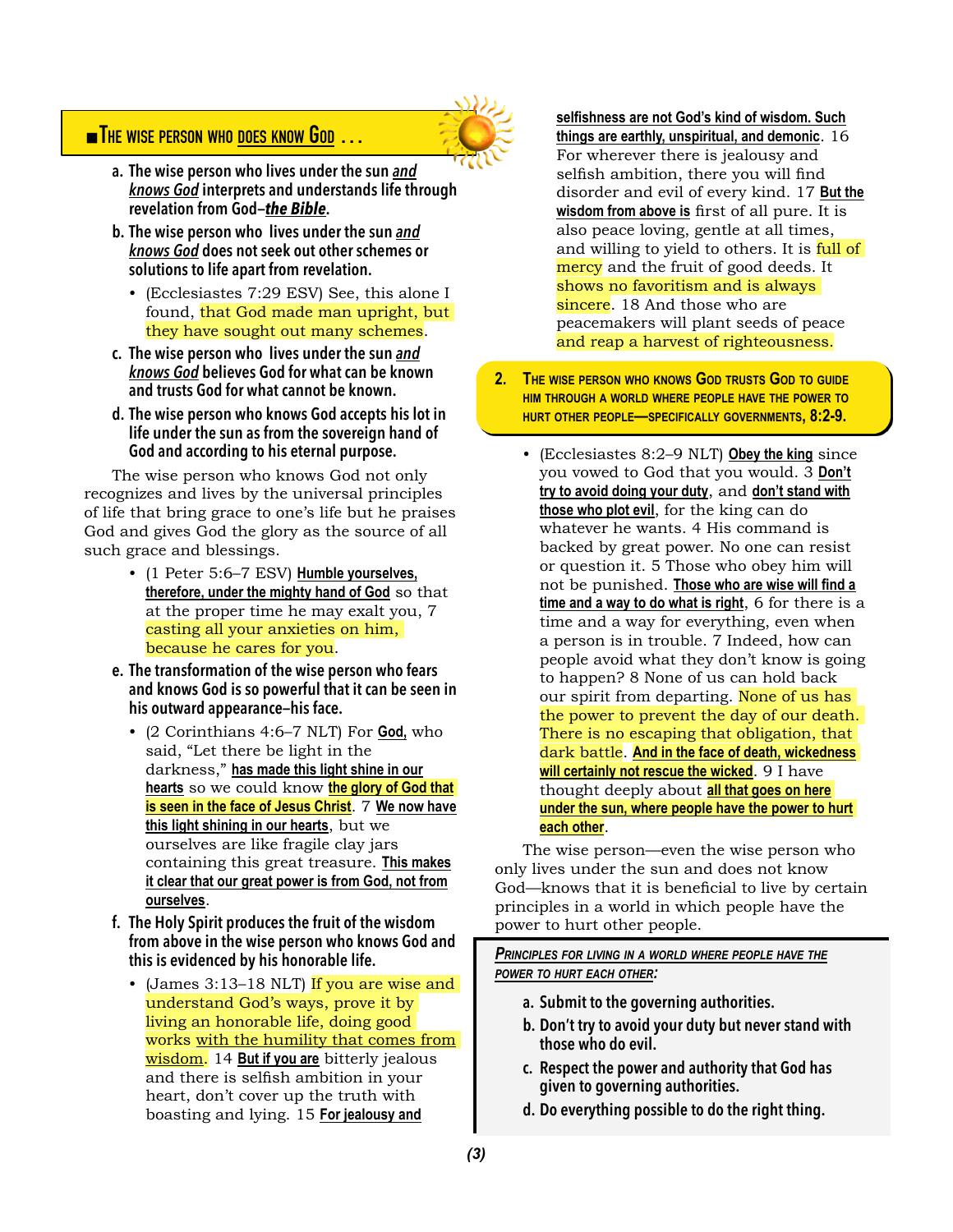## ■ The wise person who does know God . . .

a. **The wise person who lives under the sun *and knows God* interprets and understands life through revelation from God–*the Bible*.**

b. **The wise person who lives under the sun *and knows God* does not seek out other schemes or solutions to life apart from revelation.**

- (Ecclesiastes 7:29 ESV) See, this alone I found, that God made man upright, but they have sought out many schemes.

c. **The wise person who lives under the sun *and knows God* believes God for what can be known and trusts God for what cannot be known.**

d. **The wise person who knows God accepts his lot in life under the sun as from the sovereign hand of God and according to his eternal purpose.**

The wise person who knows God not only recognizes and lives by the universal principles of life that bring grace to one's life but he praises God and gives God the glory as the source of all such grace and blessings.

- (1 Peter 5:6–7 ESV) **Humble yourselves, therefore, under the mighty hand of God** so that at the proper time he may exalt you, 7 casting all your anxieties on him, because he cares for you.

e. **The transformation of the wise person who fears and knows God is so powerful that it can be seen in his outward appearance–his face.**

- (2 Corinthians 4:6–7 NLT) For **God,** who said, "Let there be light in the darkness," **has made this light shine in our hearts** so we could know **the glory of God that is seen in the face of Jesus Christ**. 7 **We now have this light shining in our hearts**, but we ourselves are like fragile clay jars containing this great treasure. **This makes it clear that our great power is from God, not from ourselves**.

f. **The Holy Spirit produces the fruit of the wisdom from above in the wise person who knows God and this is evidenced by his honorable life.**

- (James 3:13–18 NLT) If you are wise and understand God's ways, prove it by living an honorable life, doing good works with the humility that comes from wisdom. 14 **But if you are** bitterly jealous and there is selfish ambition in your heart, don't cover up the truth with boasting and lying. 15 **For jealousy and selfishness are not God's kind of wisdom. Such things are earthly, unspiritual, and demonic**. 16 For wherever there is jealousy and selfish ambition, there you will find disorder and evil of every kind. 17 **But the wisdom from above is** first of all pure. It is also peace loving, gentle at all times, and willing to yield to others. It is full of mercy and the fruit of good deeds. It shows no favoritism and is always sincere. 18 And those who are peacemakers will plant seeds of peace and reap a harvest of righteousness.

## 2. The wise person who knows God trusts God to guide him through a world where people have the power to hurt other people—specifically governments, 8:2-9.

- (Ecclesiastes 8:2–9 NLT) **Obey the king** since you vowed to God that you would. 3 **Don't try to avoid doing your duty**, and **don't stand with those who plot evil**, for the king can do whatever he wants. 4 His command is backed by great power. No one can resist or question it. 5 Those who obey him will not be punished. **Those who are wise will find a time and a way to do what is right**, 6 for there is a time and a way for everything, even when a person is in trouble. 7 Indeed, how can people avoid what they don't know is going to happen? 8 None of us can hold back our spirit from departing. None of us has the power to prevent the day of our death. There is no escaping that obligation, that dark battle. **And in the face of death, wickedness will certainly not rescue the wicked**. 9 I have thought deeply about **all that goes on here under the sun, where people have the power to hurt each other**.

The wise person—even the wise person who only lives under the sun and does not know God—knows that it is beneficial to live by certain principles in a world in which people have the power to hurt other people.

***Principles for living in a world where people have the power to hurt each other:***

a. **Submit to the governing authorities.**

b. **Don't try to avoid your duty but never stand with those who do evil.**

c. **Respect the power and authority that God has given to governing authorities.**

d. **Do everything possible to do the right thing.**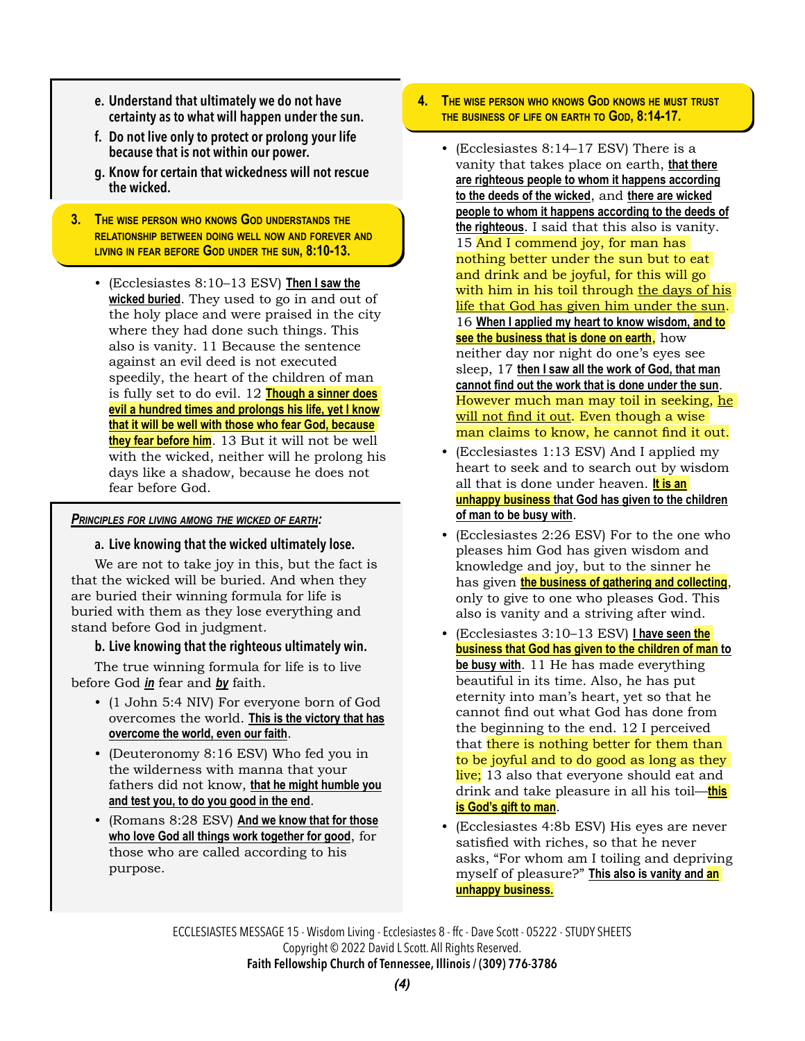**e. Understand that ultimately we do not have certainty as to what will happen under the sun.**

**f. Do not live only to protect or prolong your life because that is not within our power.**

**g. Know for certain that wickedness will not rescue the wicked.**

## 3. The wise person who knows God understands the relationship between doing well now and forever and living in fear before God under the sun, 8:10-13.

- (Ecclesiastes 8:10–13 ESV) **Then I saw the wicked buried**. They used to go in and out of the holy place and were praised in the city where they had done such things. This also is vanity. 11 Because the sentence against an evil deed is not executed speedily, the heart of the children of man is fully set to do evil. 12 **Though a sinner does evil a hundred times and prolongs his life, yet I know that it will be well with those who fear God, because they fear before him**. 13 But it will not be well with the wicked, neither will he prolong his days like a shadow, because he does not fear before God.

***Principles for living among the wicked of earth:***

**a. Live knowing that the wicked ultimately lose.**

We are not to take joy in this, but the fact is that the wicked will be buried. And when they are buried their winning formula for life is buried with them as they lose everything and stand before God in judgment.

**b. Live knowing that the righteous ultimately win.**

The true winning formula for life is to live before God ***in*** fear and ***by*** faith.

- (1 John 5:4 NIV) For everyone born of God overcomes the world. **This is the victory that has overcome the world, even our faith**.
- (Deuteronomy 8:16 ESV) Who fed you in the wilderness with manna that your fathers did not know, **that he might humble you and test you, to do you good in the end**.
- (Romans 8:28 ESV) **And we know that for those who love God all things work together for good**, for those who are called according to his purpose.

## 4. The wise person who knows God knows he must trust the business of life on earth to God, 8:14-17.

- (Ecclesiastes 8:14–17 ESV) There is a vanity that takes place on earth, **that there are righteous people to whom it happens according to the deeds of the wicked**, and **there are wicked people to whom it happens according to the deeds of the righteous**. I said that this also is vanity. 15 And I commend joy, for man has nothing better under the sun but to eat and drink and be joyful, for this will go with him in his toil through the days of his life that God has given him under the sun. 16 **When I applied my heart to know wisdom, and to see the business that is done on earth**, how neither day nor night do one's eyes see sleep, 17 **then I saw all the work of God, that man cannot find out the work that is done under the sun**. However much man may toil in seeking, he will not find it out. Even though a wise man claims to know, he cannot find it out.
- (Ecclesiastes 1:13 ESV) And I applied my heart to seek and to search out by wisdom all that is done under heaven. **It is an unhappy business that God has given to the children of man to be busy with**.
- (Ecclesiastes 2:26 ESV) For to the one who pleases him God has given wisdom and knowledge and joy, but to the sinner he has given **the business of gathering and collecting**, only to give to one who pleases God. This also is vanity and a striving after wind.
- (Ecclesiastes 3:10–13 ESV) **I have seen the business that God has given to the children of man to be busy with**. 11 He has made everything beautiful in its time. Also, he has put eternity into man's heart, yet so that he cannot find out what God has done from the beginning to the end. 12 I perceived that there is nothing better for them than to be joyful and to do good as long as they live; 13 also that everyone should eat and drink and take pleasure in all his toil—**this is God's gift to man**.
- (Ecclesiastes 4:8b ESV) His eyes are never satisfied with riches, so that he never asks, "For whom am I toiling and depriving myself of pleasure?" **This also is vanity and an unhappy business.**